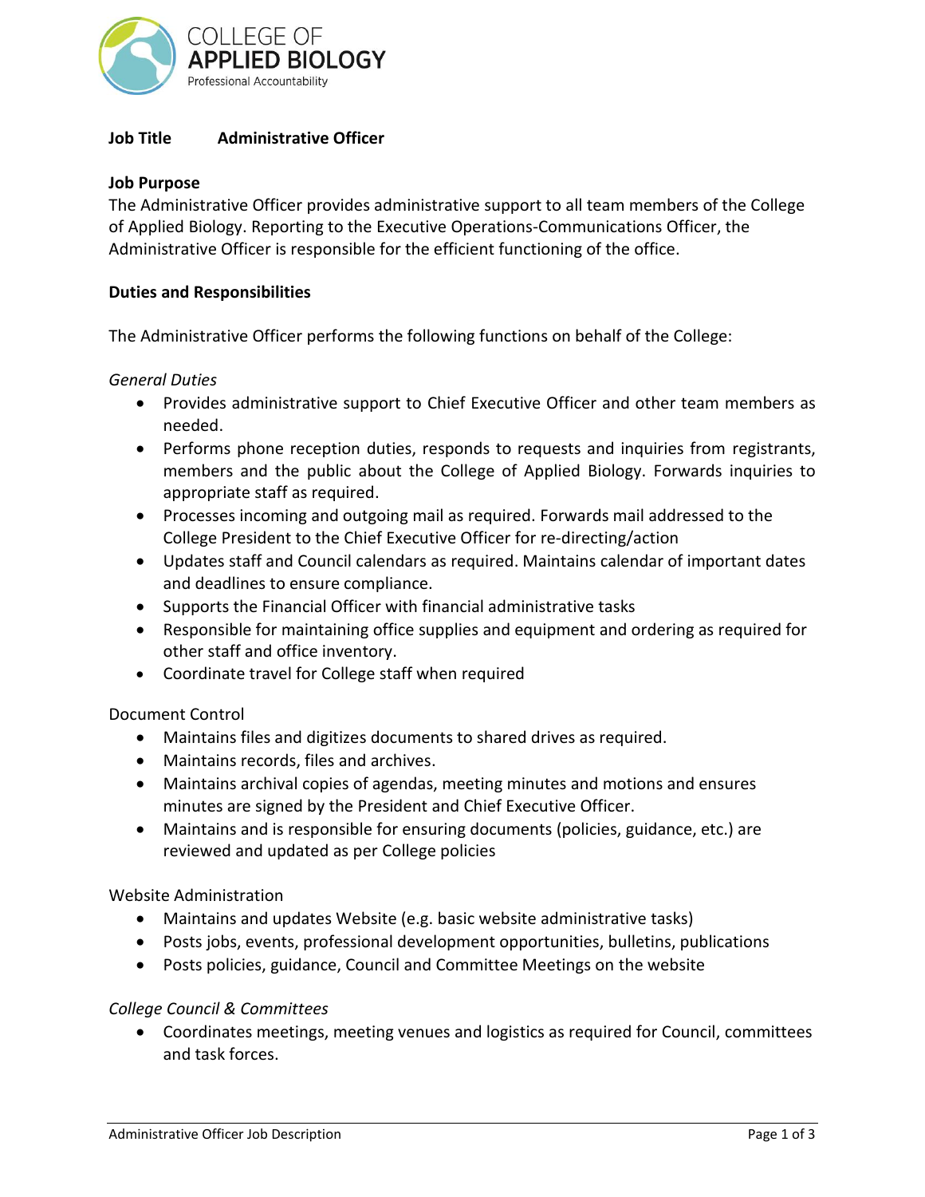COLLEGE OF
**APPLIED BIOLOGY**
Professional Accountability

**Job Title** **Administrative Officer**

**Job Purpose**

The Administrative Officer provides administrative support to all team members of the College of Applied Biology. Reporting to the Executive Operations-Communications Officer, the Administrative Officer is responsible for the efficient functioning of the office.

**Duties and Responsibilities**

The Administrative Officer performs the following functions on behalf of the College:

*General Duties*

- Provides administrative support to Chief Executive Officer and other team members as needed.
- Performs phone reception duties, responds to requests and inquiries from registrants, members and the public about the College of Applied Biology. Forwards inquiries to appropriate staff as required.
- Processes incoming and outgoing mail as required. Forwards mail addressed to the College President to the Chief Executive Officer for re-directing/action
- Updates staff and Council calendars as required. Maintains calendar of important dates and deadlines to ensure compliance.
- Supports the Financial Officer with financial administrative tasks
- Responsible for maintaining office supplies and equipment and ordering as required for other staff and office inventory.
- Coordinate travel for College staff when required

Document Control

- Maintains files and digitizes documents to shared drives as required.
- Maintains records, files and archives.
- Maintains archival copies of agendas, meeting minutes and motions and ensures minutes are signed by the President and Chief Executive Officer.
- Maintains and is responsible for ensuring documents (policies, guidance, etc.) are reviewed and updated as per College policies

Website Administration

- Maintains and updates Website (e.g. basic website administrative tasks)
- Posts jobs, events, professional development opportunities, bulletins, publications
- Posts policies, guidance, Council and Committee Meetings on the website

*College Council & Committees*

- Coordinates meetings, meeting venues and logistics as required for Council, committees and task forces.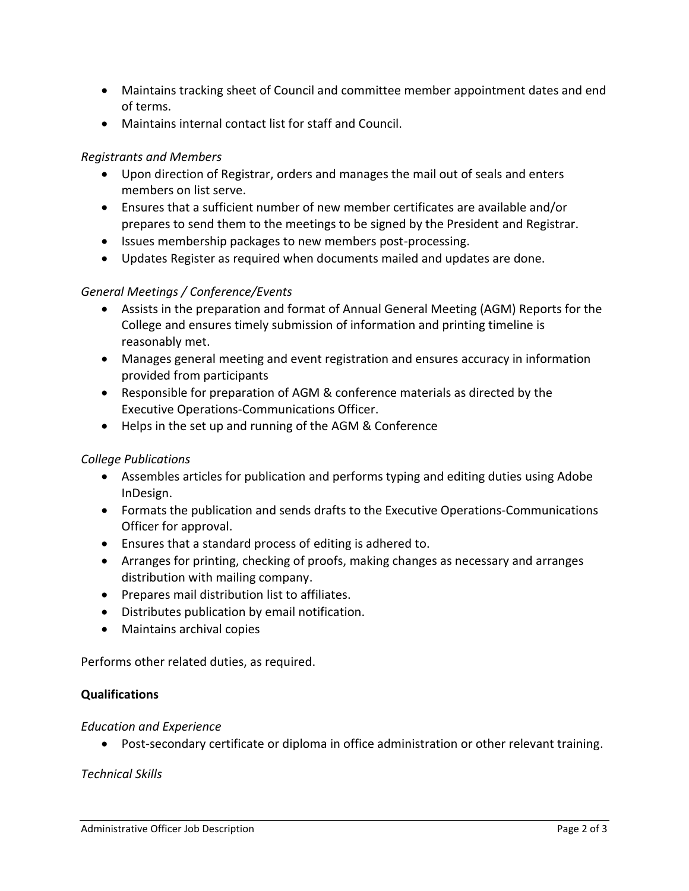- Maintains tracking sheet of Council and committee member appointment dates and end of terms.
- Maintains internal contact list for staff and Council.

*Registrants and Members*

- Upon direction of Registrar, orders and manages the mail out of seals and enters members on list serve.
- Ensures that a sufficient number of new member certificates are available and/or prepares to send them to the meetings to be signed by the President and Registrar.
- Issues membership packages to new members post-processing.
- Updates Register as required when documents mailed and updates are done.

*General Meetings / Conference/Events*

- Assists in the preparation and format of Annual General Meeting (AGM) Reports for the College and ensures timely submission of information and printing timeline is reasonably met.
- Manages general meeting and event registration and ensures accuracy in information provided from participants
- Responsible for preparation of AGM & conference materials as directed by the Executive Operations-Communications Officer.
- Helps in the set up and running of the AGM & Conference

*College Publications*

- Assembles articles for publication and performs typing and editing duties using Adobe InDesign.
- Formats the publication and sends drafts to the Executive Operations-Communications Officer for approval.
- Ensures that a standard process of editing is adhered to.
- Arranges for printing, checking of proofs, making changes as necessary and arranges distribution with mailing company.
- Prepares mail distribution list to affiliates.
- Distributes publication by email notification.
- Maintains archival copies

Performs other related duties, as required.

**Qualifications**

*Education and Experience*

- Post-secondary certificate or diploma in office administration or other relevant training.

*Technical Skills*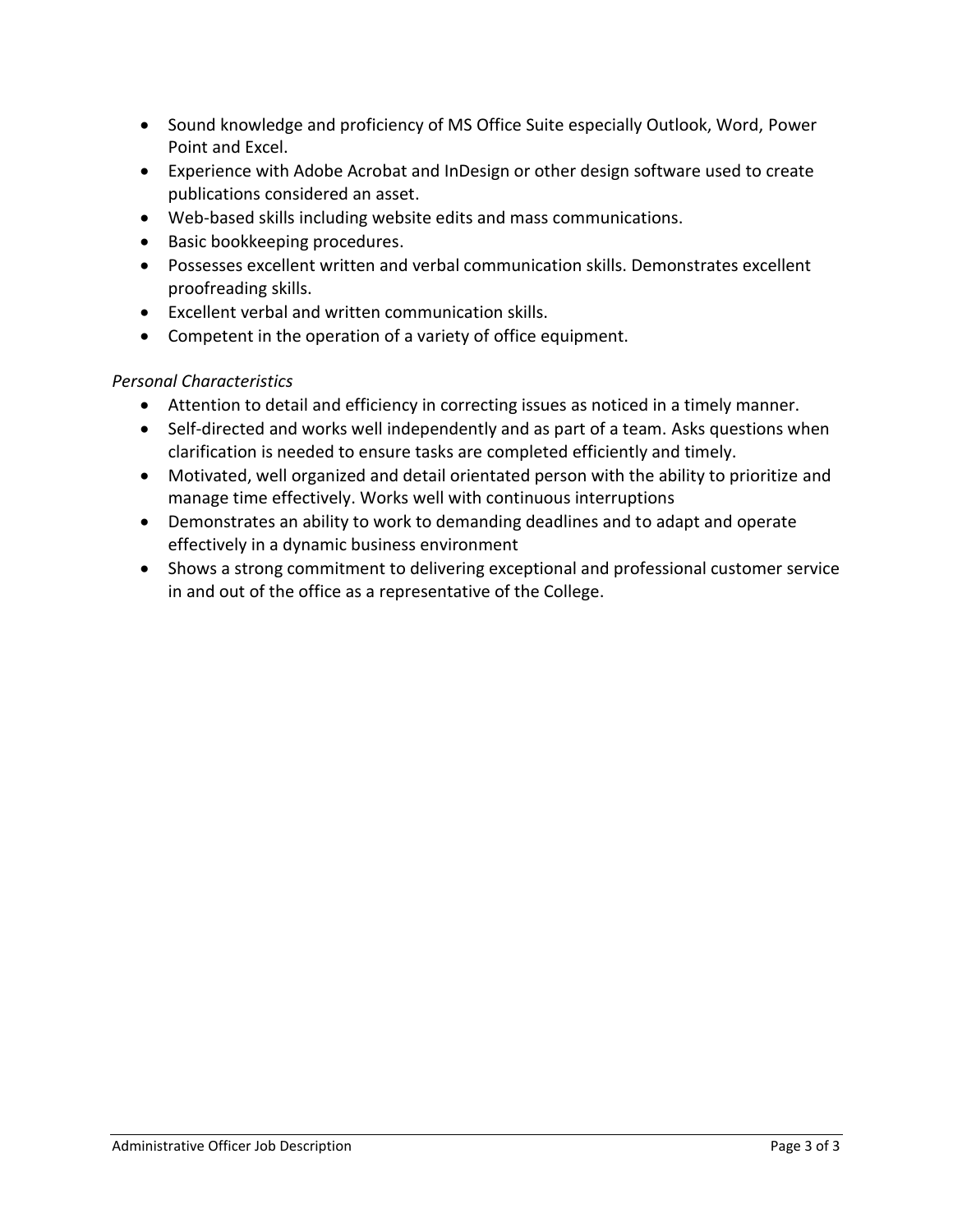- Sound knowledge and proficiency of MS Office Suite especially Outlook, Word, Power Point and Excel.
- Experience with Adobe Acrobat and InDesign or other design software used to create publications considered an asset.
- Web-based skills including website edits and mass communications.
- Basic bookkeeping procedures.
- Possesses excellent written and verbal communication skills. Demonstrates excellent proofreading skills.
- Excellent verbal and written communication skills.
- Competent in the operation of a variety of office equipment.

*Personal Characteristics*

- Attention to detail and efficiency in correcting issues as noticed in a timely manner.
- Self-directed and works well independently and as part of a team. Asks questions when clarification is needed to ensure tasks are completed efficiently and timely.
- Motivated, well organized and detail orientated person with the ability to prioritize and manage time effectively. Works well with continuous interruptions
- Demonstrates an ability to work to demanding deadlines and to adapt and operate effectively in a dynamic business environment
- Shows a strong commitment to delivering exceptional and professional customer service in and out of the office as a representative of the College.